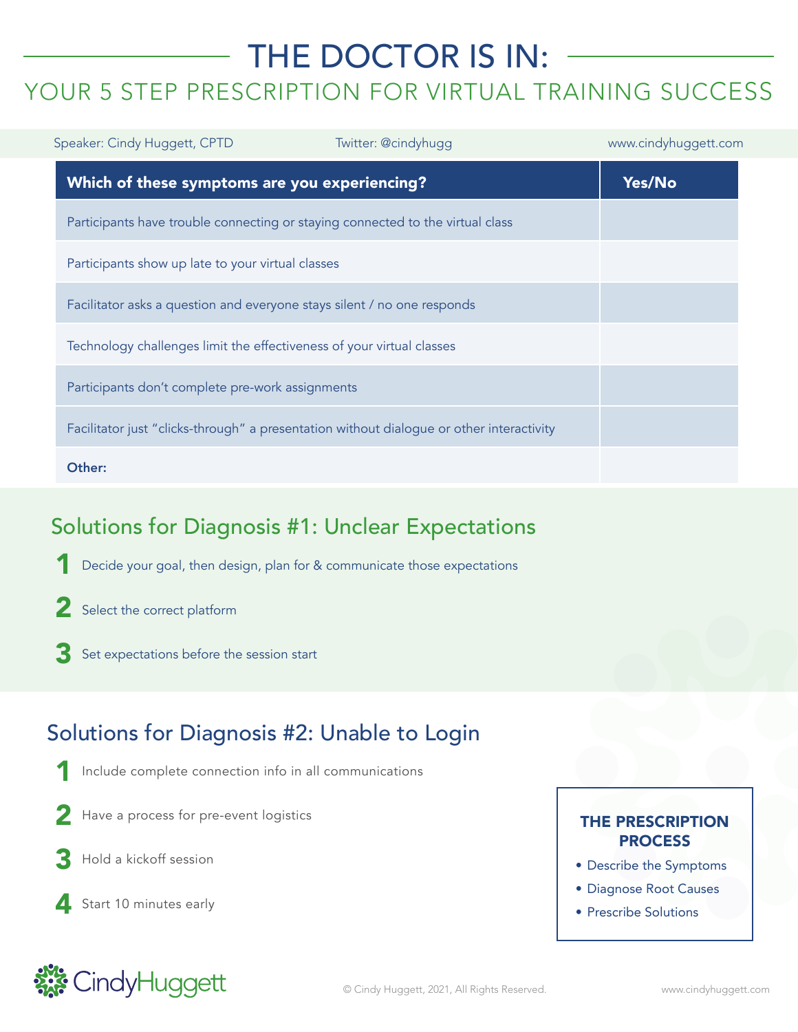# THE DOCTOR IS IN:

## YOUR 5 STEP PRESCRIPTION FOR VIRTUAL TRAINING SUCCESS

Speaker: Cindy Huggett, CPTD Twitter: @cindyhugg www.cindyhuggett.com

| Which of these symptoms are you experiencing? | Yes/No |
|---|---|
| Participants have trouble connecting or staying connected to the virtual class | |
| Participants show up late to your virtual classes | |
| Facilitator asks a question and everyone stays silent / no one responds | |
| Technology challenges limit the effectiveness of your virtual classes | |
| Participants don't complete pre-work assignments | |
| Facilitator just "clicks-through" a presentation without dialogue or other interactivity | |
| **Other:** | |

## Solutions for Diagnosis #1: Unclear Expectations

1. Decide your goal, then design, plan for & communicate those expectations
2. Select the correct platform
3. Set expectations before the session start

## Solutions for Diagnosis #2: Unable to Login

1. Include complete connection info in all communications
2. Have a process for pre-event logistics
3. Hold a kickoff session
4. Start 10 minutes early

**THE PRESCRIPTION PROCESS**

- Describe the Symptoms
- Diagnose Root Causes
- Prescribe Solutions

CindyHuggett

© Cindy Huggett, 2021, All Rights Reserved.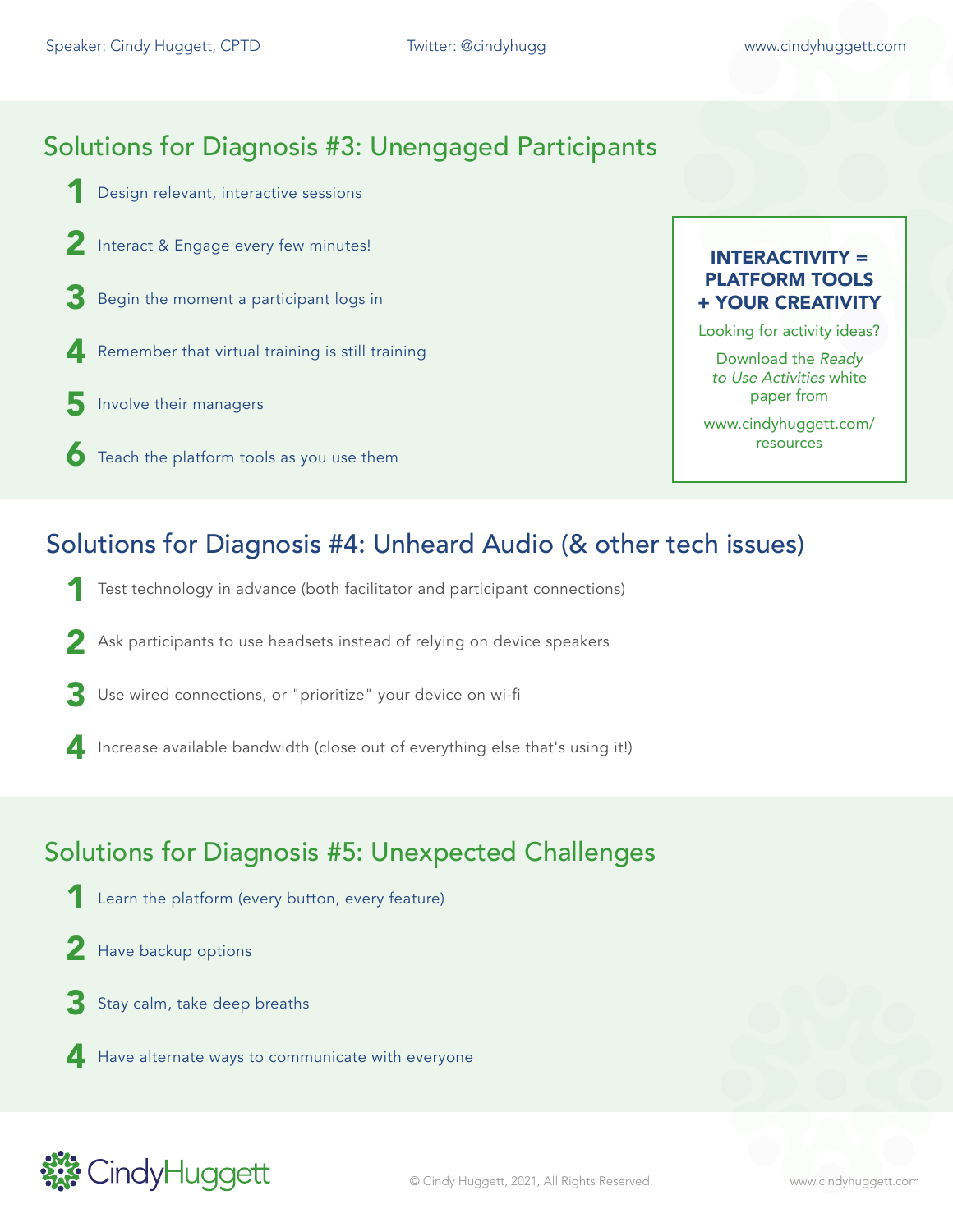## Solutions for Diagnosis #3: Unengaged Participants

1. Design relevant, interactive sessions
2. Interact & Engage every few minutes!
3. Begin the moment a participant logs in
4. Remember that virtual training is still training
5. Involve their managers
6. Teach the platform tools as you use them

**INTERACTIVITY = PLATFORM TOOLS + YOUR CREATIVITY**

Looking for activity ideas?

Download the *Ready to Use Activities* white paper from

www.cindyhuggett.com/resources

## Solutions for Diagnosis #4: Unheard Audio (& other tech issues)

1. Test technology in advance (both facilitator and participant connections)
2. Ask participants to use headsets instead of relying on device speakers
3. Use wired connections, or "prioritize" your device on wi-fi
4. Increase available bandwidth (close out of everything else that's using it!)

## Solutions for Diagnosis #5: Unexpected Challenges

1. Learn the platform (every button, every feature)
2. Have backup options
3. Stay calm, take deep breaths
4. Have alternate ways to communicate with everyone

© Cindy Huggett, 2021, All Rights Reserved.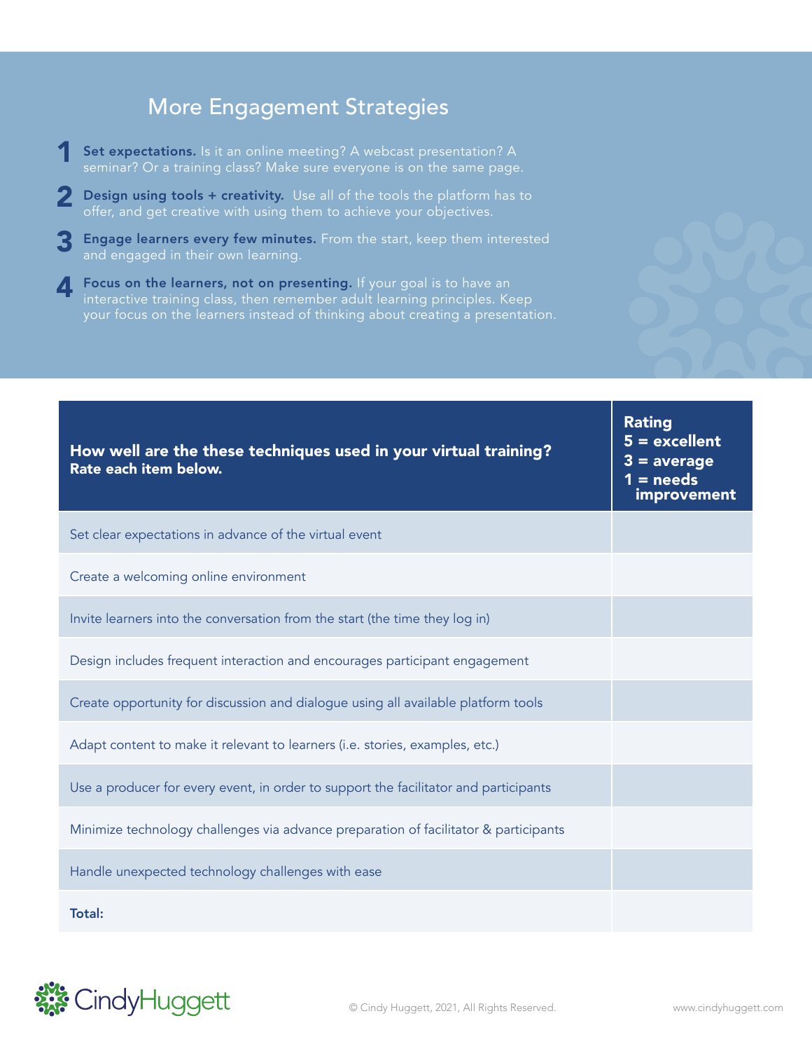## More Engagement Strategies

**1** **Set expectations.** Is it an online meeting? A webcast presentation? A seminar? Or a training class? Make sure everyone is on the same page.

**2** **Design using tools + creativity.** Use all of the tools the platform has to offer, and get creative with using them to achieve your objectives.

**3** **Engage learners every few minutes.** From the start, keep them interested and engaged in their own learning.

**4** **Focus on the learners, not on presenting.** If your goal is to have an interactive training class, then remember adult learning principles. Keep your focus on the learners instead of thinking about creating a presentation.

| **How well are the these techniques used in your virtual training? Rate each item below.** | **Rating 5 = excellent 3 = average 1 = needs improvement** |
|---|---|
| Set clear expectations in advance of the virtual event | |
| Create a welcoming online environment | |
| Invite learners into the conversation from the start (the time they log in) | |
| Design includes frequent interaction and encourages participant engagement | |
| Create opportunity for discussion and dialogue using all available platform tools | |
| Adapt content to make it relevant to learners (i.e. stories, examples, etc.) | |
| Use a producer for every event, in order to support the facilitator and participants | |
| Minimize technology challenges via advance preparation of facilitator & participants | |
| Handle unexpected technology challenges with ease | |
| **Total:** | |

CindyHuggett

© Cindy Huggett, 2021, All Rights Reserved.

www.cindyhuggett.com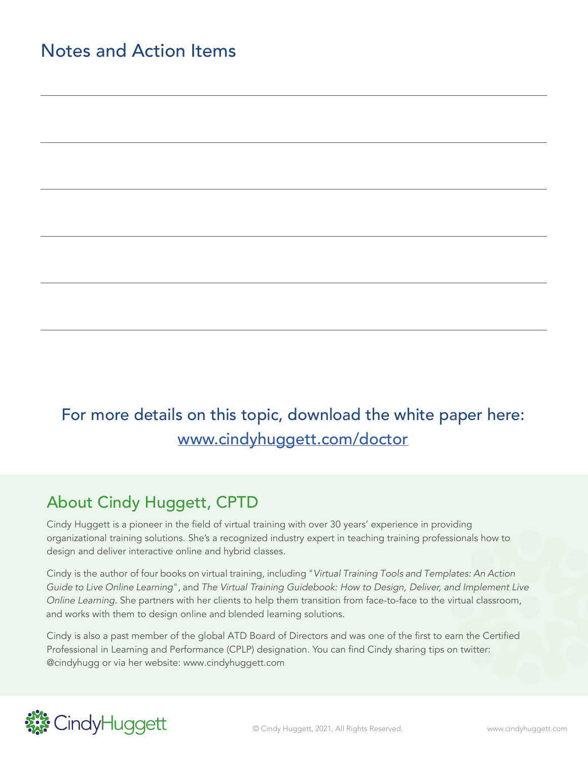## Notes and Action Items

For more details on this topic, download the white paper here: [www.cindyhuggett.com/doctor](www.cindyhuggett.com/doctor)

## About Cindy Huggett, CPTD

Cindy Huggett is a pioneer in the field of virtual training with over 30 years' experience in providing organizational training solutions. She's a recognized industry expert in teaching training professionals how to design and deliver interactive online and hybrid classes.

Cindy is the author of four books on virtual training, including "*Virtual Training Tools and Templates: An Action Guide to Live Online Learning*", and *The Virtual Training Guidebook: How to Design, Deliver, and Implement Live Online Learning.* She partners with her clients to help them transition from face-to-face to the virtual classroom, and works with them to design online and blended learning solutions.

Cindy is also a past member of the global ATD Board of Directors and was one of the first to earn the Certified Professional in Learning and Performance (CPLP) designation. You can find Cindy sharing tips on twitter: @cindyhugg or via her website: www.cindyhuggett.com

CindyHuggett

© Cindy Huggett, 2021, All Rights Reserved.